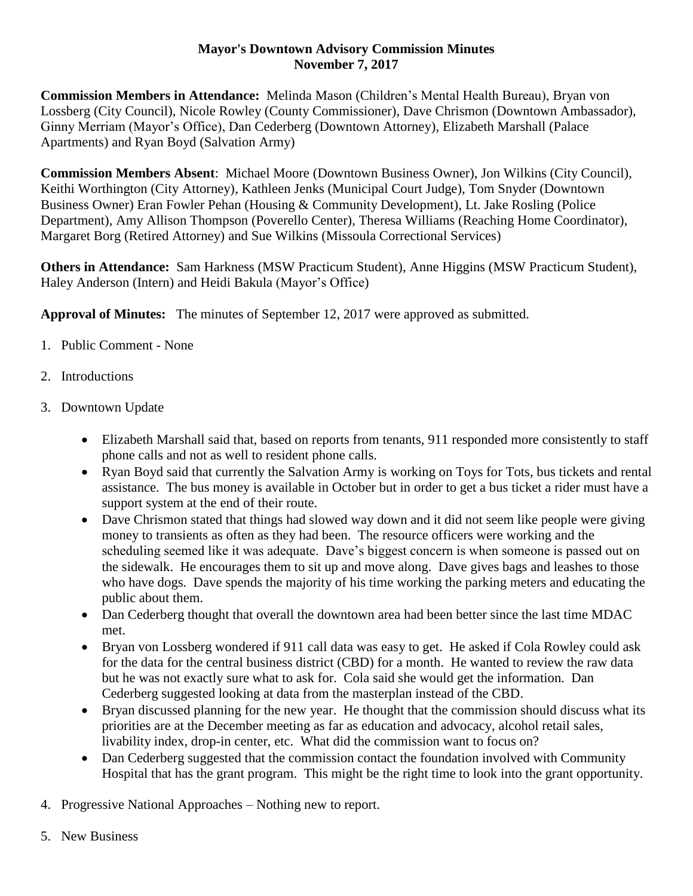**Mayor's Downtown Advisory Commission Minutes**
**November 7, 2017**

**Commission Members in Attendance:** Melinda Mason (Children's Mental Health Bureau), Bryan von Lossberg (City Council), Nicole Rowley (County Commissioner), Dave Chrismon (Downtown Ambassador), Ginny Merriam (Mayor's Office), Dan Cederberg (Downtown Attorney), Elizabeth Marshall (Palace Apartments) and Ryan Boyd (Salvation Army)

**Commission Members Absent**: Michael Moore (Downtown Business Owner), Jon Wilkins (City Council), Keithi Worthington (City Attorney), Kathleen Jenks (Municipal Court Judge), Tom Snyder (Downtown Business Owner) Eran Fowler Pehan (Housing & Community Development), Lt. Jake Rosling (Police Department), Amy Allison Thompson (Poverello Center), Theresa Williams (Reaching Home Coordinator), Margaret Borg (Retired Attorney) and Sue Wilkins (Missoula Correctional Services)

**Others in Attendance:** Sam Harkness (MSW Practicum Student), Anne Higgins (MSW Practicum Student), Haley Anderson (Intern) and Heidi Bakula (Mayor's Office)

**Approval of Minutes:** The minutes of September 12, 2017 were approved as submitted.

1. Public Comment - None
2. Introductions
3. Downtown Update
   - Elizabeth Marshall said that, based on reports from tenants, 911 responded more consistently to staff phone calls and not as well to resident phone calls.
   - Ryan Boyd said that currently the Salvation Army is working on Toys for Tots, bus tickets and rental assistance. The bus money is available in October but in order to get a bus ticket a rider must have a support system at the end of their route.
   - Dave Chrismon stated that things had slowed way down and it did not seem like people were giving money to transients as often as they had been. The resource officers were working and the scheduling seemed like it was adequate. Dave's biggest concern is when someone is passed out on the sidewalk. He encourages them to sit up and move along. Dave gives bags and leashes to those who have dogs. Dave spends the majority of his time working the parking meters and educating the public about them.
   - Dan Cederberg thought that overall the downtown area had been better since the last time MDAC met.
   - Bryan von Lossberg wondered if 911 call data was easy to get. He asked if Cola Rowley could ask for the data for the central business district (CBD) for a month. He wanted to review the raw data but he was not exactly sure what to ask for. Cola said she would get the information. Dan Cederberg suggested looking at data from the masterplan instead of the CBD.
   - Bryan discussed planning for the new year. He thought that the commission should discuss what its priorities are at the December meeting as far as education and advocacy, alcohol retail sales, livability index, drop-in center, etc. What did the commission want to focus on?
   - Dan Cederberg suggested that the commission contact the foundation involved with Community Hospital that has the grant program. This might be the right time to look into the grant opportunity.
4. Progressive National Approaches – Nothing new to report.
5. New Business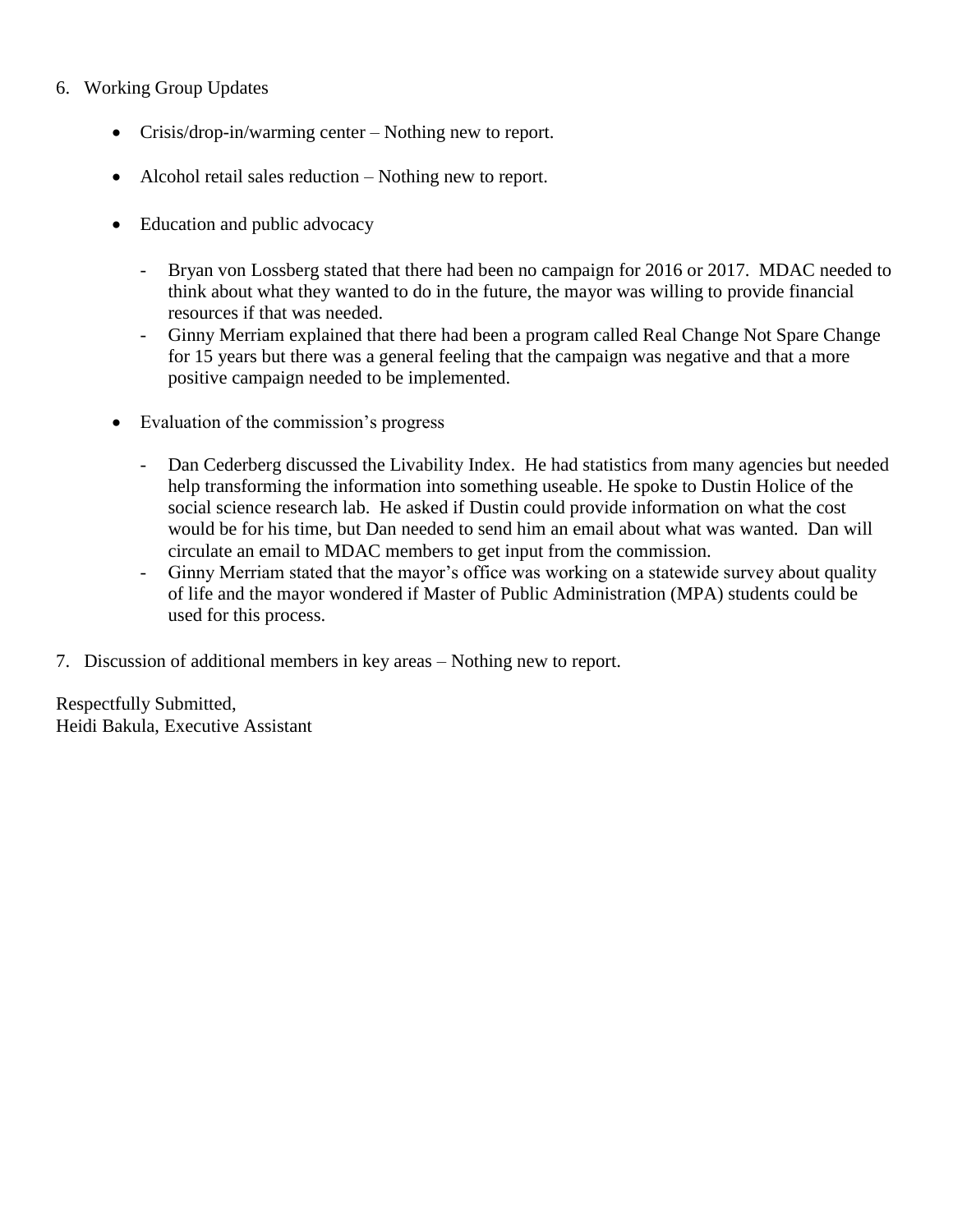6. Working Group Updates

    - Crisis/drop-in/warming center – Nothing new to report.

    - Alcohol retail sales reduction – Nothing new to report.

    - Education and public advocacy

        - Bryan von Lossberg stated that there had been no campaign for 2016 or 2017. MDAC needed to think about what they wanted to do in the future, the mayor was willing to provide financial resources if that was needed.
        - Ginny Merriam explained that there had been a program called Real Change Not Spare Change for 15 years but there was a general feeling that the campaign was negative and that a more positive campaign needed to be implemented.

    - Evaluation of the commission's progress

        - Dan Cederberg discussed the Livability Index. He had statistics from many agencies but needed help transforming the information into something useable. He spoke to Dustin Holice of the social science research lab. He asked if Dustin could provide information on what the cost would be for his time, but Dan needed to send him an email about what was wanted. Dan will circulate an email to MDAC members to get input from the commission.
        - Ginny Merriam stated that the mayor's office was working on a statewide survey about quality of life and the mayor wondered if Master of Public Administration (MPA) students could be used for this process.

7. Discussion of additional members in key areas – Nothing new to report.

Respectfully Submitted,
Heidi Bakula, Executive Assistant